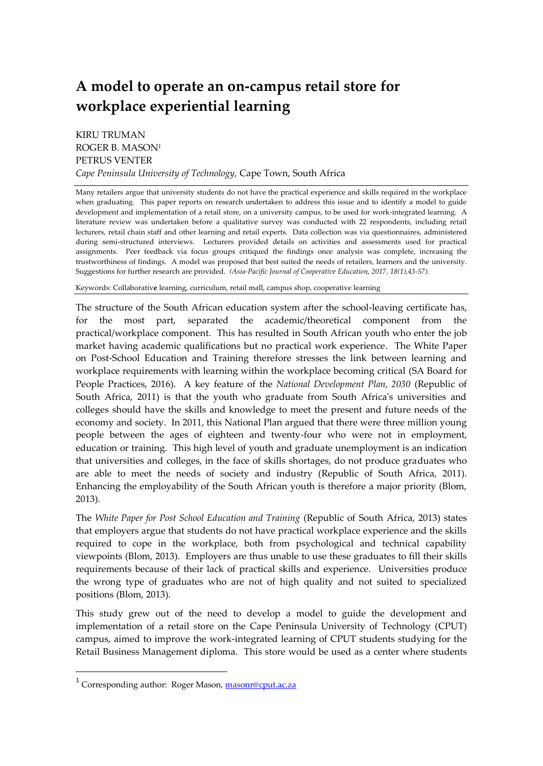# A model to operate an on-campus retail store for workplace experiential learning

KIRU TRUMAN  
ROGER B. MASON[1]  
PETRUS VENTER  
*Cape Peninsula University of Technology,* Cape Town, South Africa

Many retailers argue that university students do not have the practical experience and skills required in the workplace when graduating. This paper reports on research undertaken to address this issue and to identify a model to guide development and implementation of a retail store, on a university campus, to be used for work-integrated learning. A literature review was undertaken before a qualitative survey was conducted with 22 respondents, including retail lecturers, retail chain staff and other learning and retail experts. Data collection was via questionnaires, administered during semi-structured interviews. Lecturers provided details on activities and assessments used for practical assignments. Peer feedback via focus groups critiqued the findings once analysis was complete, increasing the trustworthiness of findings. A model was proposed that best suited the needs of retailers, learners and the university. Suggestions for further research are provided. *(Asia-Pacific Journal of Cooperative Education, 2017, 18(1),43-57).*

Keywords: Collaborative learning, curriculum, retail mall, campus shop, cooperative learning

The structure of the South African education system after the school-leaving certificate has, for the most part, separated the academic/theoretical component from the practical/workplace component. This has resulted in South African youth who enter the job market having academic qualifications but no practical work experience. The White Paper on Post-School Education and Training therefore stresses the link between learning and workplace requirements with learning within the workplace becoming critical (SA Board for People Practices, 2016). A key feature of the *National Development Plan, 2030* (Republic of South Africa, 2011) is that the youth who graduate from South Africa's universities and colleges should have the skills and knowledge to meet the present and future needs of the economy and society. In 2011, this National Plan argued that there were three million young people between the ages of eighteen and twenty-four who were not in employment, education or training. This high level of youth and graduate unemployment is an indication that universities and colleges, in the face of skills shortages, do not produce graduates who are able to meet the needs of society and industry (Republic of South Africa, 2011). Enhancing the employability of the South African youth is therefore a major priority (Blom, 2013).

The *White Paper for Post School Education and Training* (Republic of South Africa, 2013) states that employers argue that students do not have practical workplace experience and the skills required to cope in the workplace, both from psychological and technical capability viewpoints (Blom, 2013). Employers are thus unable to use these graduates to fill their skills requirements because of their lack of practical skills and experience. Universities produce the wrong type of graduates who are not of high quality and not suited to specialized positions (Blom, 2013).

This study grew out of the need to develop a model to guide the development and implementation of a retail store on the Cape Peninsula University of Technology (CPUT) campus, aimed to improve the work-integrated learning of CPUT students studying for the Retail Business Management diploma. This store would be used as a center where students

[1] Corresponding author: Roger Mason, masonr@cput.ac.za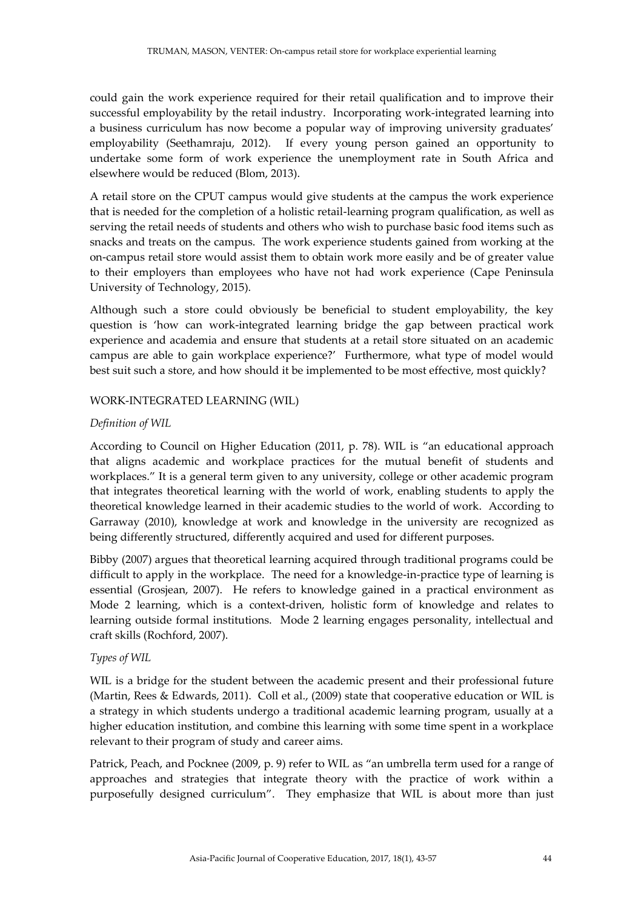could gain the work experience required for their retail qualification and to improve their successful employability by the retail industry. Incorporating work-integrated learning into a business curriculum has now become a popular way of improving university graduates' employability (Seethamraju, 2012). If every young person gained an opportunity to undertake some form of work experience the unemployment rate in South Africa and elsewhere would be reduced (Blom, 2013).

A retail store on the CPUT campus would give students at the campus the work experience that is needed for the completion of a holistic retail-learning program qualification, as well as serving the retail needs of students and others who wish to purchase basic food items such as snacks and treats on the campus. The work experience students gained from working at the on-campus retail store would assist them to obtain work more easily and be of greater value to their employers than employees who have not had work experience (Cape Peninsula University of Technology, 2015).

Although such a store could obviously be beneficial to student employability, the key question is 'how can work-integrated learning bridge the gap between practical work experience and academia and ensure that students at a retail store situated on an academic campus are able to gain workplace experience?' Furthermore, what type of model would best suit such a store, and how should it be implemented to be most effective, most quickly?

## WORK-INTEGRATED LEARNING (WIL)

### *Definition of WIL*

According to Council on Higher Education (2011, p. 78). WIL is "an educational approach that aligns academic and workplace practices for the mutual benefit of students and workplaces." It is a general term given to any university, college or other academic program that integrates theoretical learning with the world of work, enabling students to apply the theoretical knowledge learned in their academic studies to the world of work. According to Garraway (2010), knowledge at work and knowledge in the university are recognized as being differently structured, differently acquired and used for different purposes.

Bibby (2007) argues that theoretical learning acquired through traditional programs could be difficult to apply in the workplace. The need for a knowledge-in-practice type of learning is essential (Grosjean, 2007). He refers to knowledge gained in a practical environment as Mode 2 learning, which is a context-driven, holistic form of knowledge and relates to learning outside formal institutions. Mode 2 learning engages personality, intellectual and craft skills (Rochford, 2007).

### *Types of WIL*

WIL is a bridge for the student between the academic present and their professional future (Martin, Rees & Edwards, 2011). Coll et al., (2009) state that cooperative education or WIL is a strategy in which students undergo a traditional academic learning program, usually at a higher education institution, and combine this learning with some time spent in a workplace relevant to their program of study and career aims.

Patrick, Peach, and Pocknee (2009, p. 9) refer to WIL as "an umbrella term used for a range of approaches and strategies that integrate theory with the practice of work within a purposefully designed curriculum". They emphasize that WIL is about more than just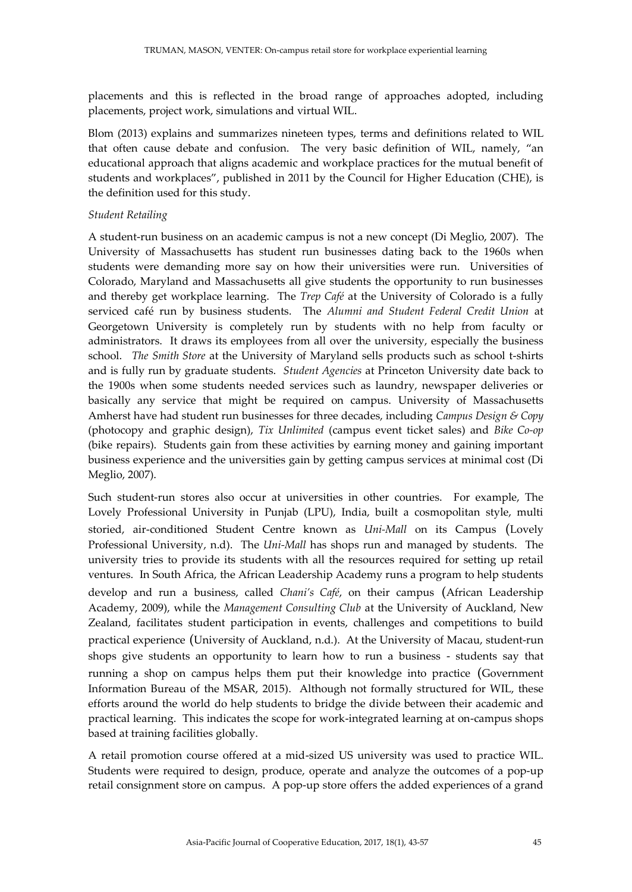placements and this is reflected in the broad range of approaches adopted, including placements, project work, simulations and virtual WIL.

Blom (2013) explains and summarizes nineteen types, terms and definitions related to WIL that often cause debate and confusion. The very basic definition of WIL, namely, "an educational approach that aligns academic and workplace practices for the mutual benefit of students and workplaces", published in 2011 by the Council for Higher Education (CHE), is the definition used for this study.

*Student Retailing*

A student-run business on an academic campus is not a new concept (Di Meglio, 2007). The University of Massachusetts has student run businesses dating back to the 1960s when students were demanding more say on how their universities were run. Universities of Colorado, Maryland and Massachusetts all give students the opportunity to run businesses and thereby get workplace learning. The *Trep Café* at the University of Colorado is a fully serviced café run by business students. The *Alumni and Student Federal Credit Union* at Georgetown University is completely run by students with no help from faculty or administrators. It draws its employees from all over the university, especially the business school. *The Smith Store* at the University of Maryland sells products such as school t-shirts and is fully run by graduate students. *Student Agencies* at Princeton University date back to the 1900s when some students needed services such as laundry, newspaper deliveries or basically any service that might be required on campus. University of Massachusetts Amherst have had student run businesses for three decades, including *Campus Design & Copy* (photocopy and graphic design), *Tix Unlimited* (campus event ticket sales) and *Bike Co-op* (bike repairs). Students gain from these activities by earning money and gaining important business experience and the universities gain by getting campus services at minimal cost (Di Meglio, 2007).

Such student-run stores also occur at universities in other countries. For example, The Lovely Professional University in Punjab (LPU), India, built a cosmopolitan style, multi storied, air-conditioned Student Centre known as *Uni-Mall* on its Campus (Lovely Professional University, n.d). The *Uni-Mall* has shops run and managed by students. The university tries to provide its students with all the resources required for setting up retail ventures. In South Africa, the African Leadership Academy runs a program to help students develop and run a business, called *Chani's Café*, on their campus (African Leadership Academy, 2009), while the *Management Consulting Club* at the University of Auckland, New Zealand, facilitates student participation in events, challenges and competitions to build practical experience (University of Auckland, n.d.). At the University of Macau, student-run shops give students an opportunity to learn how to run a business - students say that running a shop on campus helps them put their knowledge into practice (Government Information Bureau of the MSAR, 2015). Although not formally structured for WIL, these efforts around the world do help students to bridge the divide between their academic and practical learning. This indicates the scope for work-integrated learning at on-campus shops based at training facilities globally.

A retail promotion course offered at a mid-sized US university was used to practice WIL. Students were required to design, produce, operate and analyze the outcomes of a pop-up retail consignment store on campus. A pop-up store offers the added experiences of a grand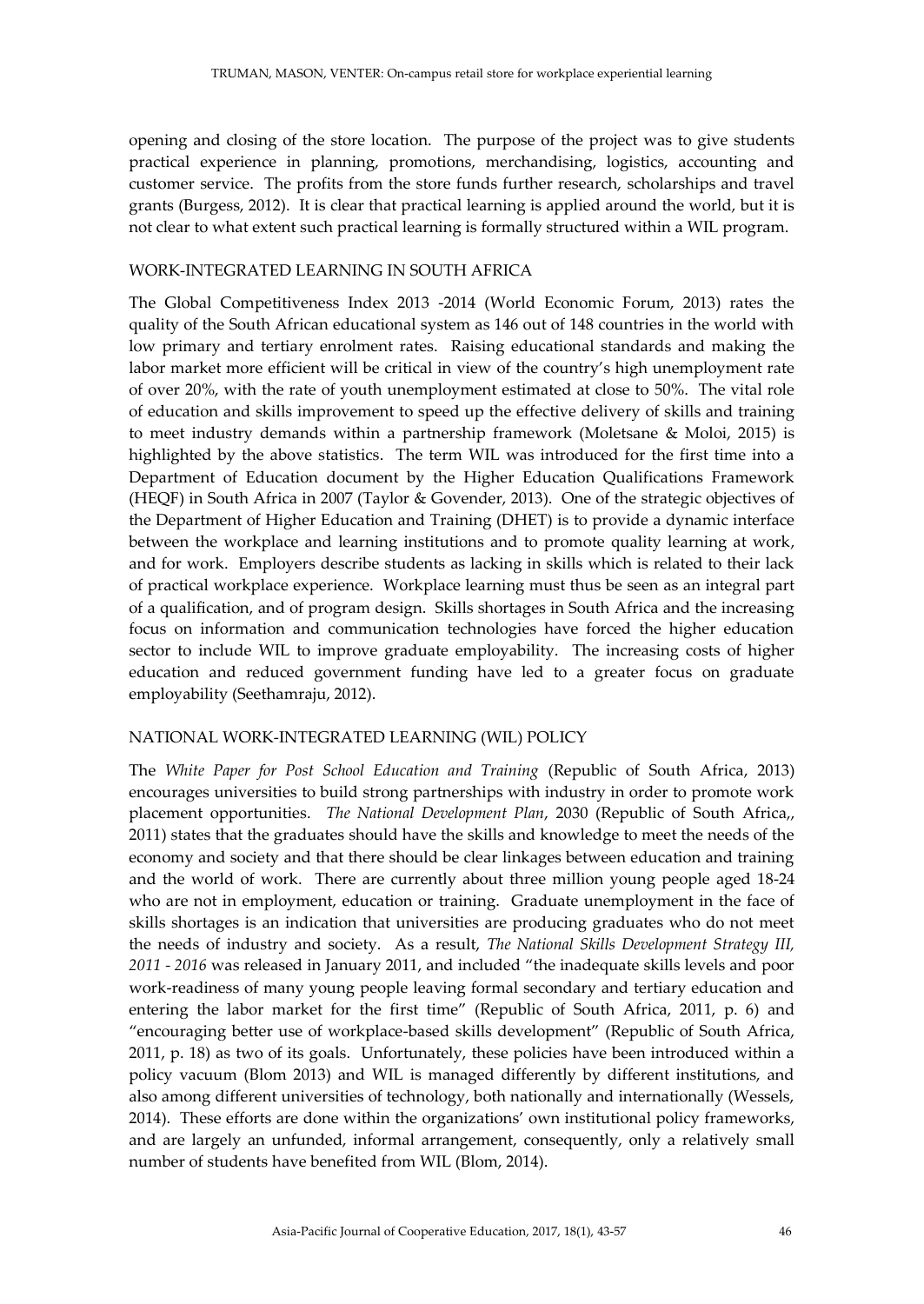opening and closing of the store location. The purpose of the project was to give students practical experience in planning, promotions, merchandising, logistics, accounting and customer service. The profits from the store funds further research, scholarships and travel grants (Burgess, 2012). It is clear that practical learning is applied around the world, but it is not clear to what extent such practical learning is formally structured within a WIL program.

## WORK-INTEGRATED LEARNING IN SOUTH AFRICA

The Global Competitiveness Index 2013 -2014 (World Economic Forum, 2013) rates the quality of the South African educational system as 146 out of 148 countries in the world with low primary and tertiary enrolment rates. Raising educational standards and making the labor market more efficient will be critical in view of the country's high unemployment rate of over 20%, with the rate of youth unemployment estimated at close to 50%. The vital role of education and skills improvement to speed up the effective delivery of skills and training to meet industry demands within a partnership framework (Moletsane & Moloi, 2015) is highlighted by the above statistics. The term WIL was introduced for the first time into a Department of Education document by the Higher Education Qualifications Framework (HEQF) in South Africa in 2007 (Taylor & Govender, 2013). One of the strategic objectives of the Department of Higher Education and Training (DHET) is to provide a dynamic interface between the workplace and learning institutions and to promote quality learning at work, and for work. Employers describe students as lacking in skills which is related to their lack of practical workplace experience. Workplace learning must thus be seen as an integral part of a qualification, and of program design. Skills shortages in South Africa and the increasing focus on information and communication technologies have forced the higher education sector to include WIL to improve graduate employability. The increasing costs of higher education and reduced government funding have led to a greater focus on graduate employability (Seethamraju, 2012).

## NATIONAL WORK-INTEGRATED LEARNING (WIL) POLICY

The *White Paper for Post School Education and Training* (Republic of South Africa, 2013) encourages universities to build strong partnerships with industry in order to promote work placement opportunities. *The National Development Plan*, 2030 (Republic of South Africa,, 2011) states that the graduates should have the skills and knowledge to meet the needs of the economy and society and that there should be clear linkages between education and training and the world of work. There are currently about three million young people aged 18-24 who are not in employment, education or training. Graduate unemployment in the face of skills shortages is an indication that universities are producing graduates who do not meet the needs of industry and society. As a result, *The National Skills Development Strategy III, 2011 - 2016* was released in January 2011, and included "the inadequate skills levels and poor work-readiness of many young people leaving formal secondary and tertiary education and entering the labor market for the first time" (Republic of South Africa, 2011, p. 6) and "encouraging better use of workplace-based skills development" (Republic of South Africa, 2011, p. 18) as two of its goals. Unfortunately, these policies have been introduced within a policy vacuum (Blom 2013) and WIL is managed differently by different institutions, and also among different universities of technology, both nationally and internationally (Wessels, 2014). These efforts are done within the organizations' own institutional policy frameworks, and are largely an unfunded, informal arrangement, consequently, only a relatively small number of students have benefited from WIL (Blom, 2014).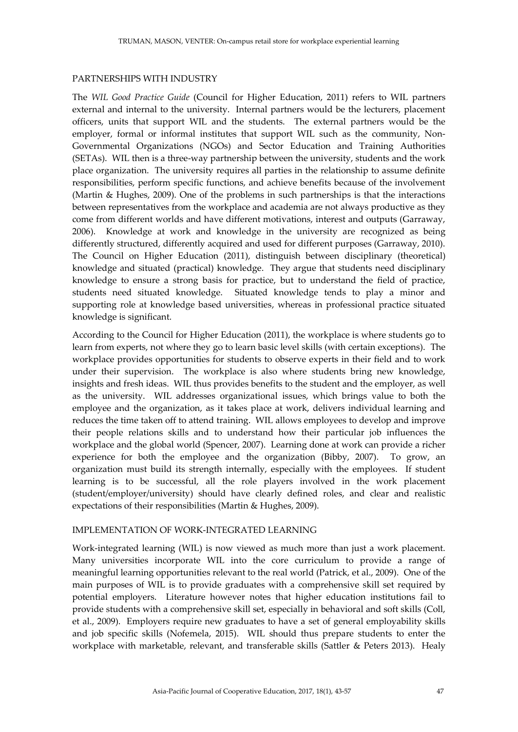## PARTNERSHIPS WITH INDUSTRY

The *WIL Good Practice Guide* (Council for Higher Education, 2011) refers to WIL partners external and internal to the university. Internal partners would be the lecturers, placement officers, units that support WIL and the students. The external partners would be the employer, formal or informal institutes that support WIL such as the community, Non-Governmental Organizations (NGOs) and Sector Education and Training Authorities (SETAs). WIL then is a three-way partnership between the university, students and the work place organization. The university requires all parties in the relationship to assume definite responsibilities, perform specific functions, and achieve benefits because of the involvement (Martin & Hughes, 2009). One of the problems in such partnerships is that the interactions between representatives from the workplace and academia are not always productive as they come from different worlds and have different motivations, interest and outputs (Garraway, 2006). Knowledge at work and knowledge in the university are recognized as being differently structured, differently acquired and used for different purposes (Garraway, 2010). The Council on Higher Education (2011), distinguish between disciplinary (theoretical) knowledge and situated (practical) knowledge. They argue that students need disciplinary knowledge to ensure a strong basis for practice, but to understand the field of practice, students need situated knowledge. Situated knowledge tends to play a minor and supporting role at knowledge based universities, whereas in professional practice situated knowledge is significant.

According to the Council for Higher Education (2011), the workplace is where students go to learn from experts, not where they go to learn basic level skills (with certain exceptions). The workplace provides opportunities for students to observe experts in their field and to work under their supervision. The workplace is also where students bring new knowledge, insights and fresh ideas. WIL thus provides benefits to the student and the employer, as well as the university. WIL addresses organizational issues, which brings value to both the employee and the organization, as it takes place at work, delivers individual learning and reduces the time taken off to attend training. WIL allows employees to develop and improve their people relations skills and to understand how their particular job influences the workplace and the global world (Spencer, 2007). Learning done at work can provide a richer experience for both the employee and the organization (Bibby, 2007). To grow, an organization must build its strength internally, especially with the employees. If student learning is to be successful, all the role players involved in the work placement (student/employer/university) should have clearly defined roles, and clear and realistic expectations of their responsibilities (Martin & Hughes, 2009).

## IMPLEMENTATION OF WORK-INTEGRATED LEARNING

Work-integrated learning (WIL) is now viewed as much more than just a work placement. Many universities incorporate WIL into the core curriculum to provide a range of meaningful learning opportunities relevant to the real world (Patrick, et al., 2009). One of the main purposes of WIL is to provide graduates with a comprehensive skill set required by potential employers. Literature however notes that higher education institutions fail to provide students with a comprehensive skill set, especially in behavioral and soft skills (Coll, et al., 2009). Employers require new graduates to have a set of general employability skills and job specific skills (Nofemela, 2015). WIL should thus prepare students to enter the workplace with marketable, relevant, and transferable skills (Sattler & Peters 2013). Healy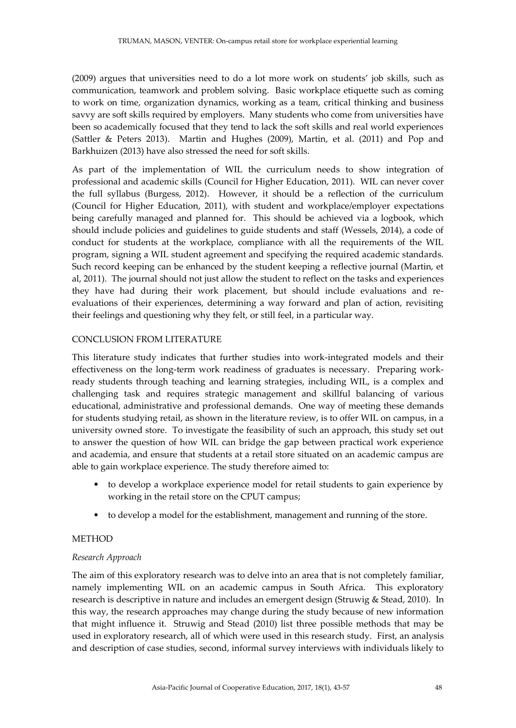(2009) argues that universities need to do a lot more work on students' job skills, such as communication, teamwork and problem solving. Basic workplace etiquette such as coming to work on time, organization dynamics, working as a team, critical thinking and business savvy are soft skills required by employers. Many students who come from universities have been so academically focused that they tend to lack the soft skills and real world experiences (Sattler & Peters 2013). Martin and Hughes (2009), Martin, et al. (2011) and Pop and Barkhuizen (2013) have also stressed the need for soft skills.

As part of the implementation of WIL the curriculum needs to show integration of professional and academic skills (Council for Higher Education, 2011). WIL can never cover the full syllabus (Burgess, 2012). However, it should be a reflection of the curriculum (Council for Higher Education, 2011), with student and workplace/employer expectations being carefully managed and planned for. This should be achieved via a logbook, which should include policies and guidelines to guide students and staff (Wessels, 2014), a code of conduct for students at the workplace, compliance with all the requirements of the WIL program, signing a WIL student agreement and specifying the required academic standards. Such record keeping can be enhanced by the student keeping a reflective journal (Martin, et al, 2011). The journal should not just allow the student to reflect on the tasks and experiences they have had during their work placement, but should include evaluations and re-evaluations of their experiences, determining a way forward and plan of action, revisiting their feelings and questioning why they felt, or still feel, in a particular way.

## CONCLUSION FROM LITERATURE

This literature study indicates that further studies into work-integrated models and their effectiveness on the long-term work readiness of graduates is necessary. Preparing work-ready students through teaching and learning strategies, including WIL, is a complex and challenging task and requires strategic management and skillful balancing of various educational, administrative and professional demands. One way of meeting these demands for students studying retail, as shown in the literature review, is to offer WIL on campus, in a university owned store. To investigate the feasibility of such an approach, this study set out to answer the question of how WIL can bridge the gap between practical work experience and academia, and ensure that students at a retail store situated on an academic campus are able to gain workplace experience. The study therefore aimed to:

- to develop a workplace experience model for retail students to gain experience by working in the retail store on the CPUT campus;
- to develop a model for the establishment, management and running of the store.

## METHOD

### *Research Approach*

The aim of this exploratory research was to delve into an area that is not completely familiar, namely implementing WIL on an academic campus in South Africa. This exploratory research is descriptive in nature and includes an emergent design (Struwig & Stead, 2010). In this way, the research approaches may change during the study because of new information that might influence it. Struwig and Stead (2010) list three possible methods that may be used in exploratory research, all of which were used in this research study. First, an analysis and description of case studies, second, informal survey interviews with individuals likely to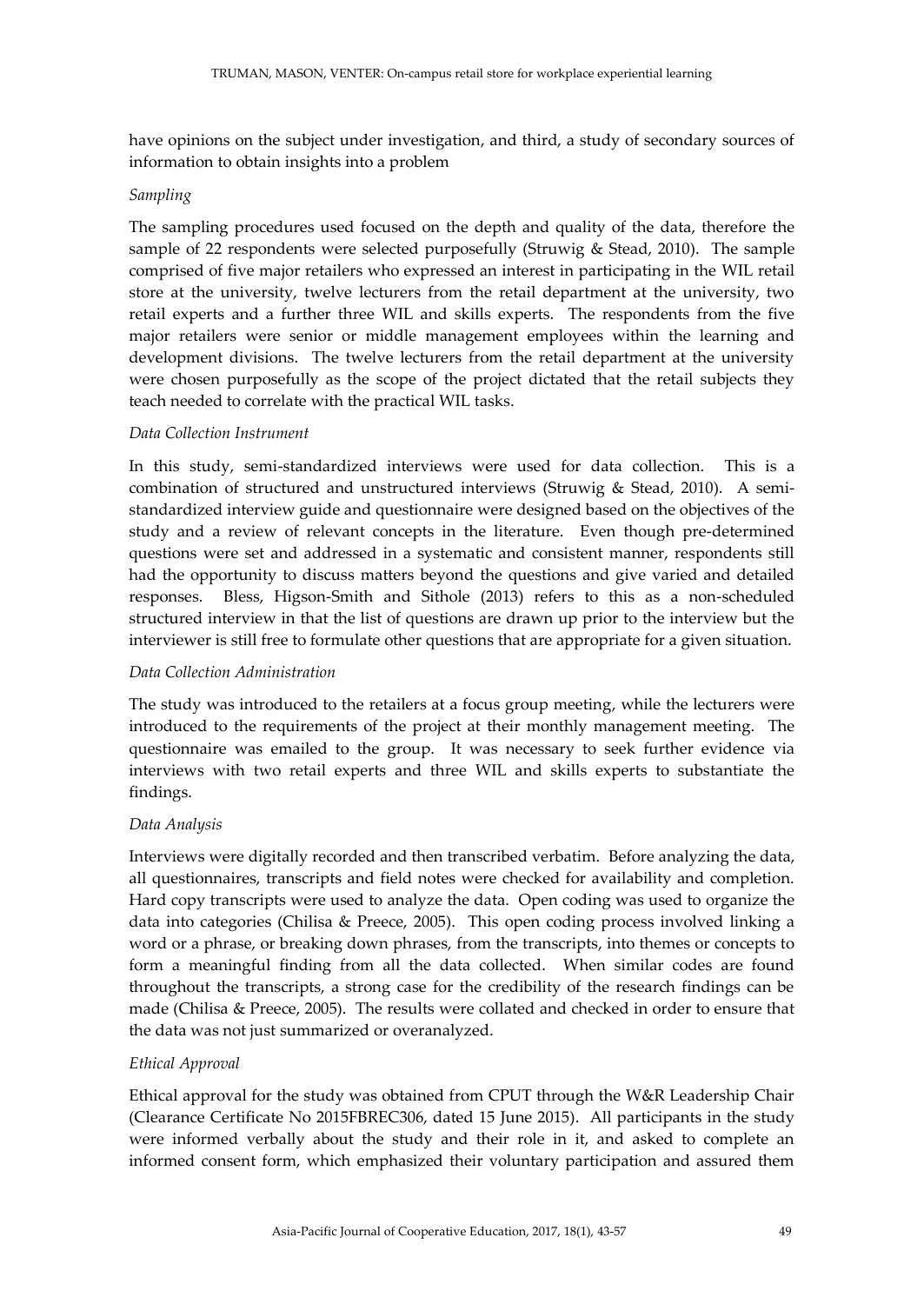have opinions on the subject under investigation, and third, a study of secondary sources of information to obtain insights into a problem

*Sampling*

The sampling procedures used focused on the depth and quality of the data, therefore the sample of 22 respondents were selected purposefully (Struwig & Stead, 2010). The sample comprised of five major retailers who expressed an interest in participating in the WIL retail store at the university, twelve lecturers from the retail department at the university, two retail experts and a further three WIL and skills experts. The respondents from the five major retailers were senior or middle management employees within the learning and development divisions. The twelve lecturers from the retail department at the university were chosen purposefully as the scope of the project dictated that the retail subjects they teach needed to correlate with the practical WIL tasks.

*Data Collection Instrument*

In this study, semi-standardized interviews were used for data collection. This is a combination of structured and unstructured interviews (Struwig & Stead, 2010). A semi-standardized interview guide and questionnaire were designed based on the objectives of the study and a review of relevant concepts in the literature. Even though pre-determined questions were set and addressed in a systematic and consistent manner, respondents still had the opportunity to discuss matters beyond the questions and give varied and detailed responses. Bless, Higson-Smith and Sithole (2013) refers to this as a non-scheduled structured interview in that the list of questions are drawn up prior to the interview but the interviewer is still free to formulate other questions that are appropriate for a given situation.

*Data Collection Administration*

The study was introduced to the retailers at a focus group meeting, while the lecturers were introduced to the requirements of the project at their monthly management meeting. The questionnaire was emailed to the group. It was necessary to seek further evidence via interviews with two retail experts and three WIL and skills experts to substantiate the findings.

*Data Analysis*

Interviews were digitally recorded and then transcribed verbatim. Before analyzing the data, all questionnaires, transcripts and field notes were checked for availability and completion. Hard copy transcripts were used to analyze the data. Open coding was used to organize the data into categories (Chilisa & Preece, 2005). This open coding process involved linking a word or a phrase, or breaking down phrases, from the transcripts, into themes or concepts to form a meaningful finding from all the data collected. When similar codes are found throughout the transcripts, a strong case for the credibility of the research findings can be made (Chilisa & Preece, 2005). The results were collated and checked in order to ensure that the data was not just summarized or overanalyzed.

*Ethical Approval*

Ethical approval for the study was obtained from CPUT through the W&R Leadership Chair (Clearance Certificate No 2015FBREC306, dated 15 June 2015). All participants in the study were informed verbally about the study and their role in it, and asked to complete an informed consent form, which emphasized their voluntary participation and assured them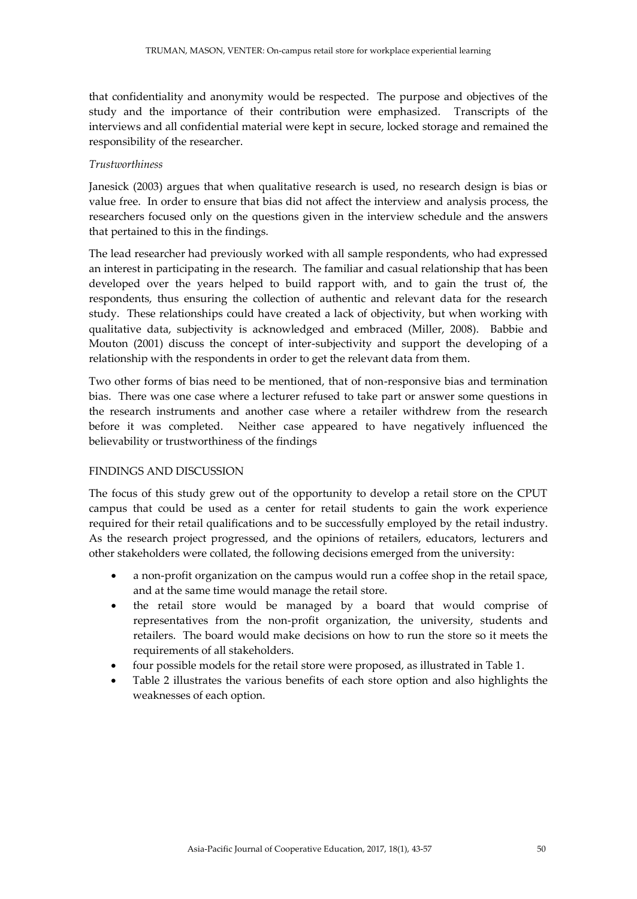that confidentiality and anonymity would be respected. The purpose and objectives of the study and the importance of their contribution were emphasized. Transcripts of the interviews and all confidential material were kept in secure, locked storage and remained the responsibility of the researcher.

*Trustworthiness*

Janesick (2003) argues that when qualitative research is used, no research design is bias or value free. In order to ensure that bias did not affect the interview and analysis process, the researchers focused only on the questions given in the interview schedule and the answers that pertained to this in the findings.

The lead researcher had previously worked with all sample respondents, who had expressed an interest in participating in the research. The familiar and casual relationship that has been developed over the years helped to build rapport with, and to gain the trust of, the respondents, thus ensuring the collection of authentic and relevant data for the research study. These relationships could have created a lack of objectivity, but when working with qualitative data, subjectivity is acknowledged and embraced (Miller, 2008). Babbie and Mouton (2001) discuss the concept of inter-subjectivity and support the developing of a relationship with the respondents in order to get the relevant data from them.

Two other forms of bias need to be mentioned, that of non-responsive bias and termination bias. There was one case where a lecturer refused to take part or answer some questions in the research instruments and another case where a retailer withdrew from the research before it was completed. Neither case appeared to have negatively influenced the believability or trustworthiness of the findings

## FINDINGS AND DISCUSSION

The focus of this study grew out of the opportunity to develop a retail store on the CPUT campus that could be used as a center for retail students to gain the work experience required for their retail qualifications and to be successfully employed by the retail industry. As the research project progressed, and the opinions of retailers, educators, lecturers and other stakeholders were collated, the following decisions emerged from the university:

- a non-profit organization on the campus would run a coffee shop in the retail space, and at the same time would manage the retail store.
- the retail store would be managed by a board that would comprise of representatives from the non-profit organization, the university, students and retailers. The board would make decisions on how to run the store so it meets the requirements of all stakeholders.
- four possible models for the retail store were proposed, as illustrated in Table 1.
- Table 2 illustrates the various benefits of each store option and also highlights the weaknesses of each option.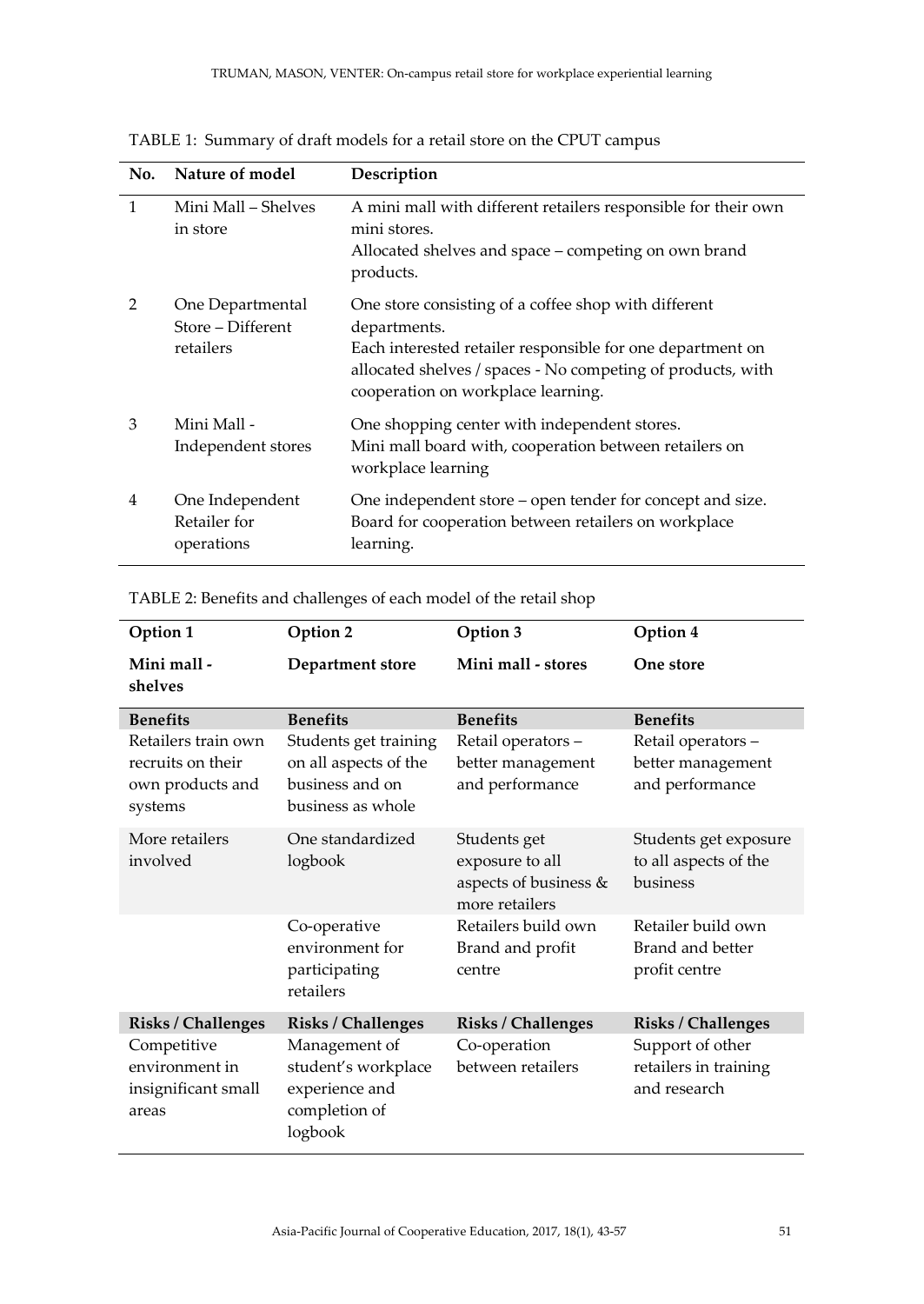TABLE 1: Summary of draft models for a retail store on the CPUT campus

| No. | Nature of model | Description |
|---|---|---|
| 1 | Mini Mall – Shelves in store | A mini mall with different retailers responsible for their own mini stores. Allocated shelves and space – competing on own brand products. |
| 2 | One Departmental Store – Different retailers | One store consisting of a coffee shop with different departments. Each interested retailer responsible for one department on allocated shelves / spaces - No competing of products, with cooperation on workplace learning. |
| 3 | Mini Mall - Independent stores | One shopping center with independent stores. Mini mall board with, cooperation between retailers on workplace learning |
| 4 | One Independent Retailer for operations | One independent store – open tender for concept and size. Board for cooperation between retailers on workplace learning. |

TABLE 2: Benefits and challenges of each model of the retail shop

| Option 1 | Option 2 | Option 3 | Option 4 |
|---|---|---|---|
| **Mini mall - shelves** | **Department store** | **Mini mall - stores** | **One store** |
| **Benefits** | **Benefits** | **Benefits** | **Benefits** |
| Retailers train own recruits on their own products and systems | Students get training on all aspects of the business and on business as whole | Retail operators – better management and performance | Retail operators – better management and performance |
| More retailers involved | One standardized logbook | Students get exposure to all aspects of business & more retailers | Students get exposure to all aspects of the business |
| | Co-operative environment for participating retailers | Retailers build own Brand and profit centre | Retailer build own Brand and better profit centre |
| **Risks / Challenges** | **Risks / Challenges** | **Risks / Challenges** | **Risks / Challenges** |
| Competitive environment in insignificant small areas | Management of student's workplace experience and completion of logbook | Co-operation between retailers | Support of other retailers in training and research |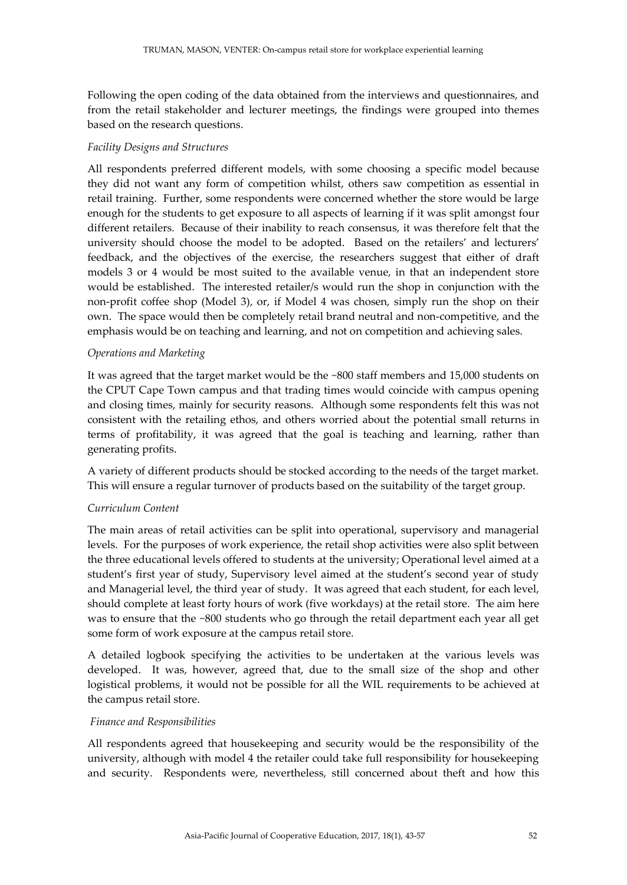Following the open coding of the data obtained from the interviews and questionnaires, and from the retail stakeholder and lecturer meetings, the findings were grouped into themes based on the research questions.

### *Facility Designs and Structures*

All respondents preferred different models, with some choosing a specific model because they did not want any form of competition whilst, others saw competition as essential in retail training. Further, some respondents were concerned whether the store would be large enough for the students to get exposure to all aspects of learning if it was split amongst four different retailers. Because of their inability to reach consensus, it was therefore felt that the university should choose the model to be adopted. Based on the retailers' and lecturers' feedback, and the objectives of the exercise, the researchers suggest that either of draft models 3 or 4 would be most suited to the available venue, in that an independent store would be established. The interested retailer/s would run the shop in conjunction with the non-profit coffee shop (Model 3), or, if Model 4 was chosen, simply run the shop on their own. The space would then be completely retail brand neutral and non-competitive, and the emphasis would be on teaching and learning, and not on competition and achieving sales.

### *Operations and Marketing*

It was agreed that the target market would be the ~800 staff members and 15,000 students on the CPUT Cape Town campus and that trading times would coincide with campus opening and closing times, mainly for security reasons. Although some respondents felt this was not consistent with the retailing ethos, and others worried about the potential small returns in terms of profitability, it was agreed that the goal is teaching and learning, rather than generating profits.

A variety of different products should be stocked according to the needs of the target market. This will ensure a regular turnover of products based on the suitability of the target group.

### *Curriculum Content*

The main areas of retail activities can be split into operational, supervisory and managerial levels. For the purposes of work experience, the retail shop activities were also split between the three educational levels offered to students at the university; Operational level aimed at a student's first year of study, Supervisory level aimed at the student's second year of study and Managerial level, the third year of study. It was agreed that each student, for each level, should complete at least forty hours of work (five workdays) at the retail store. The aim here was to ensure that the ~800 students who go through the retail department each year all get some form of work exposure at the campus retail store.

A detailed logbook specifying the activities to be undertaken at the various levels was developed. It was, however, agreed that, due to the small size of the shop and other logistical problems, it would not be possible for all the WIL requirements to be achieved at the campus retail store.

### *Finance and Responsibilities*

All respondents agreed that housekeeping and security would be the responsibility of the university, although with model 4 the retailer could take full responsibility for housekeeping and security. Respondents were, nevertheless, still concerned about theft and how this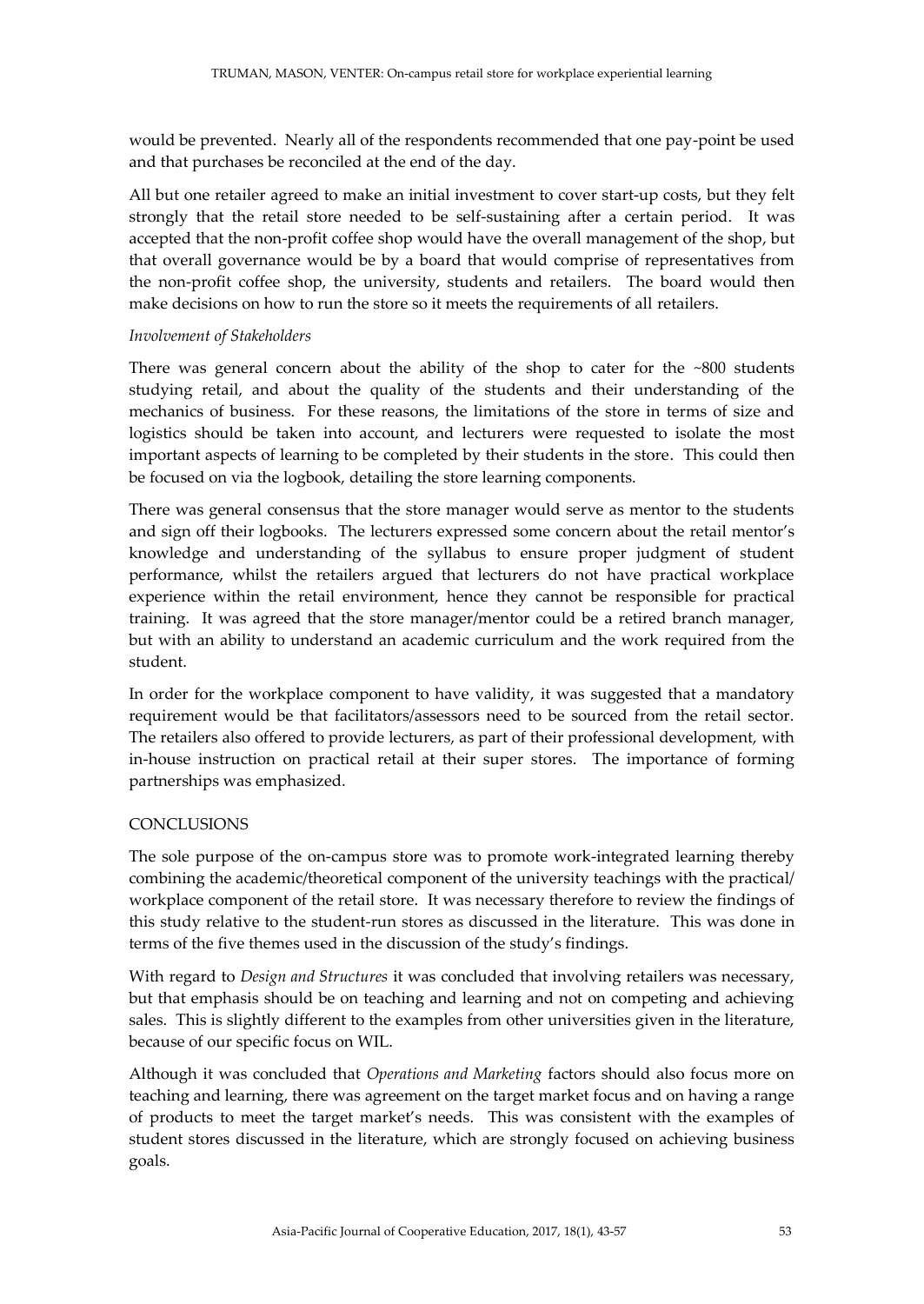would be prevented. Nearly all of the respondents recommended that one pay-point be used and that purchases be reconciled at the end of the day.

All but one retailer agreed to make an initial investment to cover start-up costs, but they felt strongly that the retail store needed to be self-sustaining after a certain period. It was accepted that the non-profit coffee shop would have the overall management of the shop, but that overall governance would be by a board that would comprise of representatives from the non-profit coffee shop, the university, students and retailers. The board would then make decisions on how to run the store so it meets the requirements of all retailers.

*Involvement of Stakeholders*

There was general concern about the ability of the shop to cater for the ~800 students studying retail, and about the quality of the students and their understanding of the mechanics of business. For these reasons, the limitations of the store in terms of size and logistics should be taken into account, and lecturers were requested to isolate the most important aspects of learning to be completed by their students in the store. This could then be focused on via the logbook, detailing the store learning components.

There was general consensus that the store manager would serve as mentor to the students and sign off their logbooks. The lecturers expressed some concern about the retail mentor's knowledge and understanding of the syllabus to ensure proper judgment of student performance, whilst the retailers argued that lecturers do not have practical workplace experience within the retail environment, hence they cannot be responsible for practical training. It was agreed that the store manager/mentor could be a retired branch manager, but with an ability to understand an academic curriculum and the work required from the student.

In order for the workplace component to have validity, it was suggested that a mandatory requirement would be that facilitators/assessors need to be sourced from the retail sector. The retailers also offered to provide lecturers, as part of their professional development, with in-house instruction on practical retail at their super stores. The importance of forming partnerships was emphasized.

## CONCLUSIONS

The sole purpose of the on-campus store was to promote work-integrated learning thereby combining the academic/theoretical component of the university teachings with the practical/ workplace component of the retail store. It was necessary therefore to review the findings of this study relative to the student-run stores as discussed in the literature. This was done in terms of the five themes used in the discussion of the study's findings.

With regard to *Design and Structures* it was concluded that involving retailers was necessary, but that emphasis should be on teaching and learning and not on competing and achieving sales. This is slightly different to the examples from other universities given in the literature, because of our specific focus on WIL.

Although it was concluded that *Operations and Marketing* factors should also focus more on teaching and learning, there was agreement on the target market focus and on having a range of products to meet the target market's needs. This was consistent with the examples of student stores discussed in the literature, which are strongly focused on achieving business goals.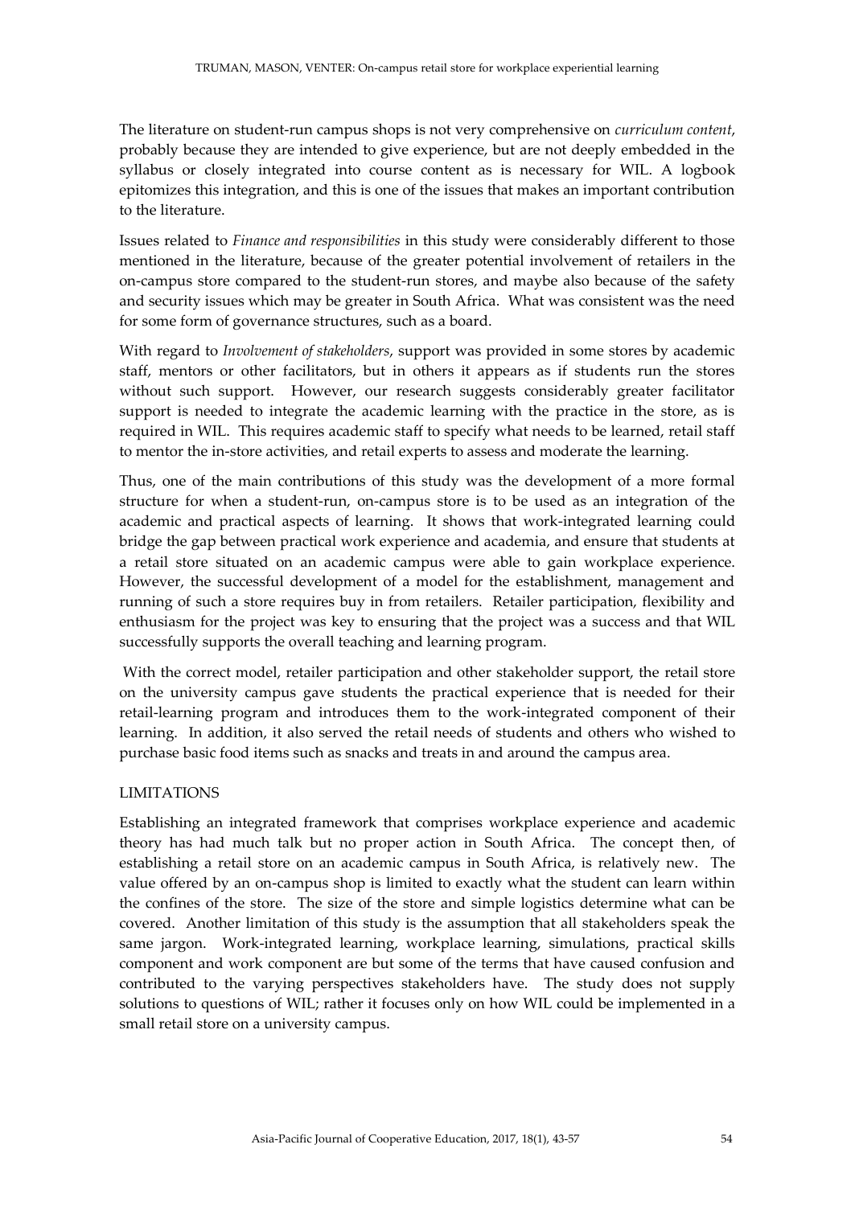The literature on student-run campus shops is not very comprehensive on *curriculum content*, probably because they are intended to give experience, but are not deeply embedded in the syllabus or closely integrated into course content as is necessary for WIL. A logbook epitomizes this integration, and this is one of the issues that makes an important contribution to the literature.

Issues related to *Finance and responsibilities* in this study were considerably different to those mentioned in the literature, because of the greater potential involvement of retailers in the on-campus store compared to the student-run stores, and maybe also because of the safety and security issues which may be greater in South Africa. What was consistent was the need for some form of governance structures, such as a board.

With regard to *Involvement of stakeholders*, support was provided in some stores by academic staff, mentors or other facilitators, but in others it appears as if students run the stores without such support. However, our research suggests considerably greater facilitator support is needed to integrate the academic learning with the practice in the store, as is required in WIL. This requires academic staff to specify what needs to be learned, retail staff to mentor the in-store activities, and retail experts to assess and moderate the learning.

Thus, one of the main contributions of this study was the development of a more formal structure for when a student-run, on-campus store is to be used as an integration of the academic and practical aspects of learning. It shows that work-integrated learning could bridge the gap between practical work experience and academia, and ensure that students at a retail store situated on an academic campus were able to gain workplace experience. However, the successful development of a model for the establishment, management and running of such a store requires buy in from retailers. Retailer participation, flexibility and enthusiasm for the project was key to ensuring that the project was a success and that WIL successfully supports the overall teaching and learning program.

With the correct model, retailer participation and other stakeholder support, the retail store on the university campus gave students the practical experience that is needed for their retail-learning program and introduces them to the work-integrated component of their learning. In addition, it also served the retail needs of students and others who wished to purchase basic food items such as snacks and treats in and around the campus area.

## LIMITATIONS

Establishing an integrated framework that comprises workplace experience and academic theory has had much talk but no proper action in South Africa. The concept then, of establishing a retail store on an academic campus in South Africa, is relatively new. The value offered by an on-campus shop is limited to exactly what the student can learn within the confines of the store. The size of the store and simple logistics determine what can be covered. Another limitation of this study is the assumption that all stakeholders speak the same jargon. Work-integrated learning, workplace learning, simulations, practical skills component and work component are but some of the terms that have caused confusion and contributed to the varying perspectives stakeholders have. The study does not supply solutions to questions of WIL; rather it focuses only on how WIL could be implemented in a small retail store on a university campus.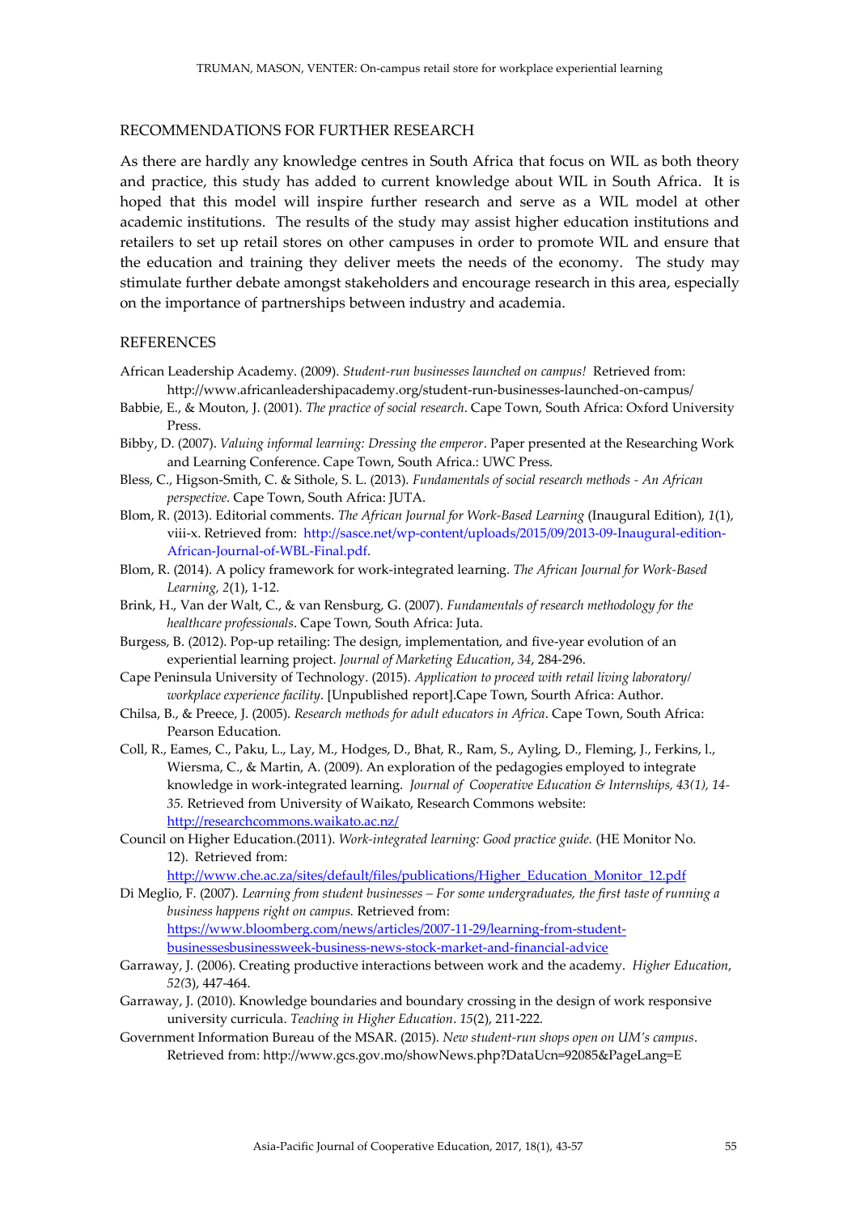## RECOMMENDATIONS FOR FURTHER RESEARCH

As there are hardly any knowledge centres in South Africa that focus on WIL as both theory and practice, this study has added to current knowledge about WIL in South Africa. It is hoped that this model will inspire further research and serve as a WIL model at other academic institutions. The results of the study may assist higher education institutions and retailers to set up retail stores on other campuses in order to promote WIL and ensure that the education and training they deliver meets the needs of the economy. The study may stimulate further debate amongst stakeholders and encourage research in this area, especially on the importance of partnerships between industry and academia.

## REFERENCES

African Leadership Academy. (2009). *Student-run businesses launched on campus!* Retrieved from: http://www.africanleadershipacademy.org/student-run-businesses-launched-on-campus/

Babbie, E., & Mouton, J. (2001). *The practice of social research*. Cape Town, South Africa: Oxford University Press.

Bibby, D. (2007). *Valuing informal learning: Dressing the emperor*. Paper presented at the Researching Work and Learning Conference. Cape Town, South Africa.: UWC Press.

Bless, C., Higson-Smith, C. & Sithole, S. L. (2013). *Fundamentals of social research methods - An African perspective*. Cape Town, South Africa: JUTA.

Blom, R. (2013). Editorial comments. *The African Journal for Work-Based Learning* (Inaugural Edition), *1*(1), viii-x. Retrieved from: http://sasce.net/wp-content/uploads/2015/09/2013-09-Inaugural-edition-African-Journal-of-WBL-Final.pdf.

Blom, R. (2014). A policy framework for work-integrated learning. *The African Journal for Work-Based Learning, 2*(1), 1-12.

Brink, H., Van der Walt, C., & van Rensburg, G. (2007). *Fundamentals of research methodology for the healthcare professionals*. Cape Town, South Africa: Juta.

Burgess, B. (2012). Pop-up retailing: The design, implementation, and five-year evolution of an experiential learning project. *Journal of Marketing Education*, *34*, 284-296.

Cape Peninsula University of Technology. (2015). *Application to proceed with retail living laboratory/ workplace experience facility*. [Unpublished report].Cape Town, Sourth Africa: Author.

Chilsa, B., & Preece, J. (2005). *Research methods for adult educators in Africa*. Cape Town, South Africa: Pearson Education.

Coll, R., Eames, C., Paku, L., Lay, M., Hodges, D., Bhat, R., Ram, S., Ayling, D., Fleming, J., Ferkins, l., Wiersma, C., & Martin, A. (2009). An exploration of the pedagogies employed to integrate knowledge in work-integrated learning. *Journal of Cooperative Education & Internships, 43(1), 14-35.* Retrieved from University of Waikato, Research Commons website: http://researchcommons.waikato.ac.nz/

Council on Higher Education.(2011). *Work-integrated learning: Good practice guide.* (HE Monitor No. 12). Retrieved from: http://www.che.ac.za/sites/default/files/publications/Higher_Education_Monitor_12.pdf

Di Meglio, F. (2007). *Learning from student businesses – For some undergraduates, the first taste of running a business happens right on campus.* Retrieved from: https://www.bloomberg.com/news/articles/2007-11-29/learning-from-student-businessesbusinessweek-business-news-stock-market-and-financial-advice

Garraway, J. (2006). Creating productive interactions between work and the academy. *Higher Education*, *52(*3), 447-464.

Garraway, J. (2010). Knowledge boundaries and boundary crossing in the design of work responsive university curricula. *Teaching in Higher Education*. *15*(2), 211-222.

Government Information Bureau of the MSAR. (2015). *New student-run shops open on UM's campus*. Retrieved from: http://www.gcs.gov.mo/showNews.php?DataUcn=92085&PageLang=E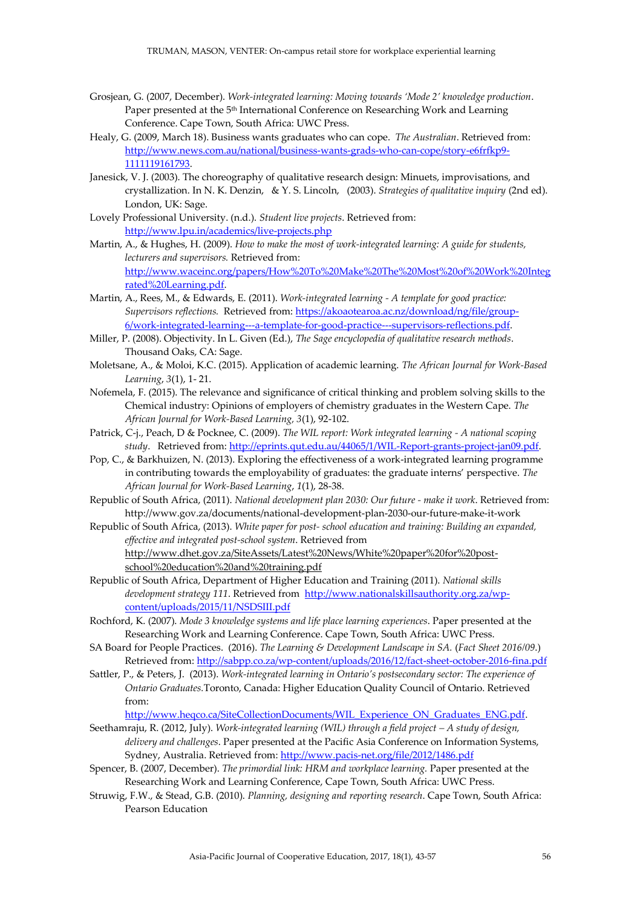Grosjean, G. (2007, December). *Work-integrated learning: Moving towards 'Mode 2' knowledge production*. Paper presented at the 5th International Conference on Researching Work and Learning Conference. Cape Town, South Africa: UWC Press.

Healy, G. (2009, March 18). Business wants graduates who can cope. *The Australian*. Retrieved from: http://www.news.com.au/national/business-wants-grads-who-can-cope/story-e6frfkp9-1111119161793.

Janesick, V. J. (2003). The choreography of qualitative research design: Minuets, improvisations, and crystallization. In N. K. Denzin, & Y. S. Lincoln, (2003). *Strategies of qualitative inquiry* (2nd ed). London, UK: Sage.

Lovely Professional University. (n.d.). *Student live projects*. Retrieved from: http://www.lpu.in/academics/live-projects.php

Martin, A., & Hughes, H. (2009). *How to make the most of work-integrated learning: A guide for students, lecturers and supervisors.* Retrieved from: http://www.waceinc.org/papers/How%20To%20Make%20The%20Most%20of%20Work%20Integrated%20Learning.pdf.

Martin, A., Rees, M., & Edwards, E. (2011). *Work-integrated learning - A template for good practice: Supervisors reflections.* Retrieved from: https://akoaotearoa.ac.nz/download/ng/file/group-6/work-integrated-learning---a-template-for-good-practice---supervisors-reflections.pdf.

Miller, P. (2008). Objectivity. In L. Given (Ed.), *The Sage encyclopedia of qualitative research methods*. Thousand Oaks, CA: Sage.

Moletsane, A., & Moloi, K.C. (2015). Application of academic learning. *The African Journal for Work-Based Learning*, *3*(1), 1- 21.

Nofemela, F. (2015). The relevance and significance of critical thinking and problem solving skills to the Chemical industry: Opinions of employers of chemistry graduates in the Western Cape. *The African Journal for Work-Based Learning, 3*(1), 92-102.

Patrick, C-j., Peach, D & Pocknee, C. (2009). *The WIL report: Work integrated learning - A national scoping study*. Retrieved from: http://eprints.qut.edu.au/44065/1/WIL-Report-grants-project-jan09.pdf.

Pop, C., & Barkhuizen, N. (2013). Exploring the effectiveness of a work-integrated learning programme in contributing towards the employability of graduates: the graduate interns' perspective. *The African Journal for Work-Based Learning*, *1*(1), 28-38.

Republic of South Africa, (2011). *National development plan 2030: Our future - make it work*. Retrieved from: http://www.gov.za/documents/national-development-plan-2030-our-future-make-it-work

Republic of South Africa, (2013). *White paper for post- school education and training: Building an expanded, effective and integrated post-school system*. Retrieved from http://www.dhet.gov.za/SiteAssets/Latest%20News/White%20paper%20for%20post-school%20education%20and%20training.pdf

Republic of South Africa, Department of Higher Education and Training (2011). *National skills development strategy 111*. Retrieved from http://www.nationalskillsauthority.org.za/wp-content/uploads/2015/11/NSDSIII.pdf

Rochford, K. (2007). *Mode 3 knowledge systems and life place learning experiences*. Paper presented at the Researching Work and Learning Conference. Cape Town, South Africa: UWC Press.

SA Board for People Practices. (2016). *The Learning & Development Landscape in SA.* (*Fact Sheet 2016/09*.) Retrieved from: http://sabpp.co.za/wp-content/uploads/2016/12/fact-sheet-october-2016-fina.pdf

Sattler, P., & Peters, J. (2013). *Work-integrated learning in Ontario's postsecondary sector: The experience of Ontario Graduates.*Toronto, Canada: Higher Education Quality Council of Ontario. Retrieved from: http://www.heqco.ca/SiteCollectionDocuments/WIL_Experience_ON_Graduates_ENG.pdf.

Seethamraju, R. (2012, July). *Work-integrated learning (WIL) through a field project – A study of design, delivery and challenges*. Paper presented at the Pacific Asia Conference on Information Systems, Sydney, Australia. Retrieved from: http://www.pacis-net.org/file/2012/1486.pdf

Spencer, B. (2007, December). *The primordial link: HRM and workplace learning.* Paper presented at the Researching Work and Learning Conference, Cape Town, South Africa: UWC Press.

Struwig, F.W., & Stead, G.B. (2010). *Planning, designing and reporting research*. Cape Town, South Africa: Pearson Education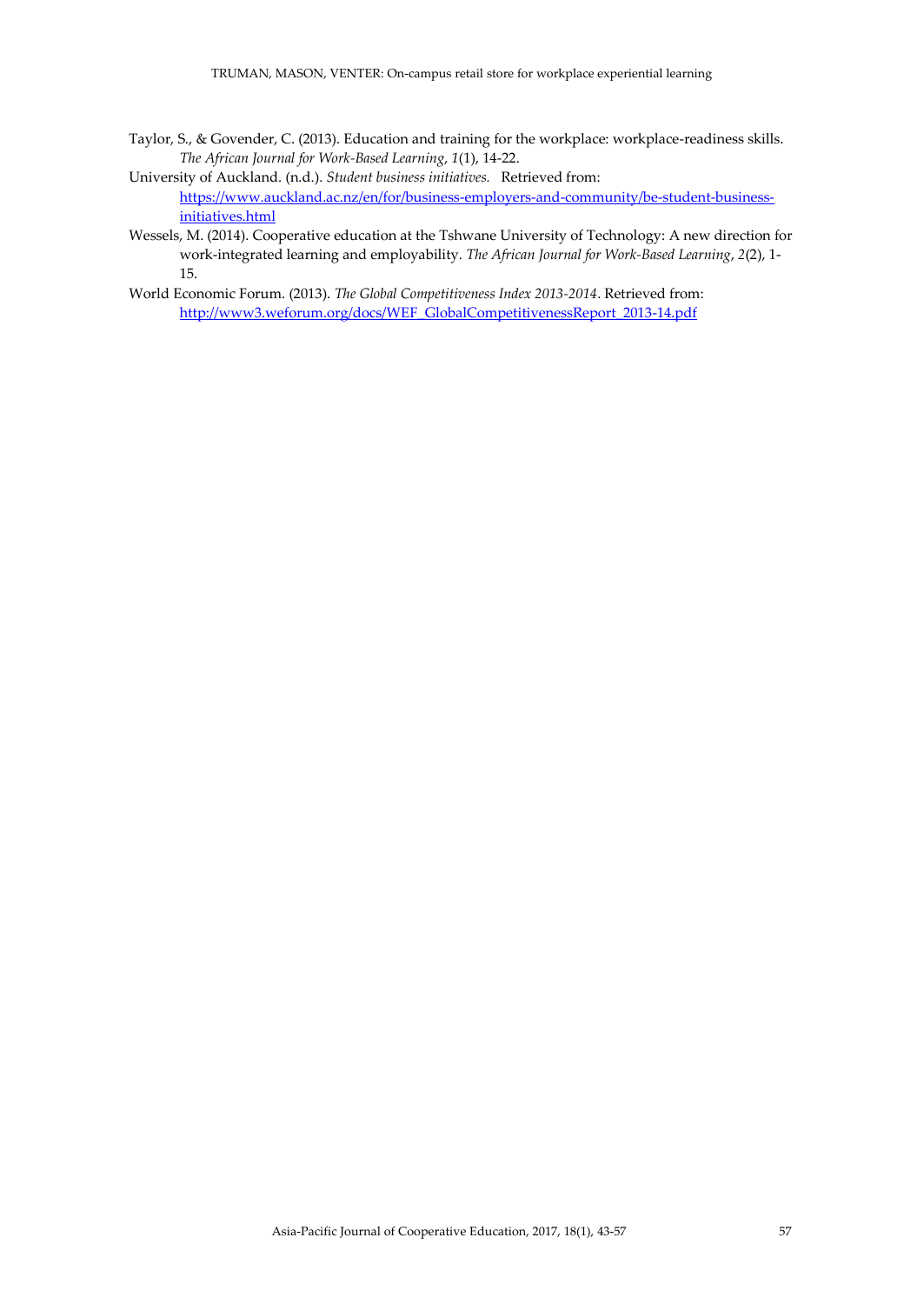Taylor, S., & Govender, C. (2013). Education and training for the workplace: workplace-readiness skills. *The African Journal for Work-Based Learning*, *1*(1), 14-22.

University of Auckland. (n.d.). *Student business initiatives.* Retrieved from: https://www.auckland.ac.nz/en/for/business-employers-and-community/be-student-business-initiatives.html

Wessels, M. (2014). Cooperative education at the Tshwane University of Technology: A new direction for work-integrated learning and employability. *The African Journal for Work-Based Learning*, *2*(2), 1-15.

World Economic Forum. (2013). *The Global Competitiveness Index 2013-2014*. Retrieved from: http://www3.weforum.org/docs/WEF_GlobalCompetitivenessReport_2013-14.pdf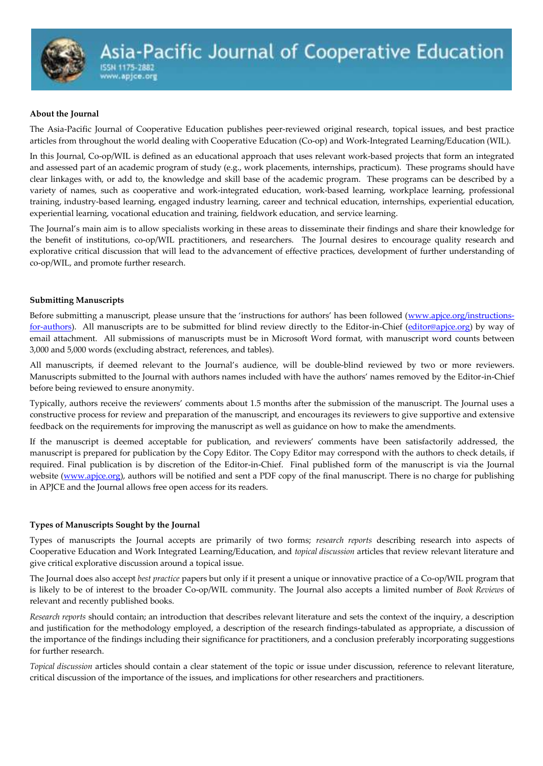# Asia-Pacific Journal of Cooperative Education

ISSN 1175-2882
www.apjce.org

### About the Journal

The Asia-Pacific Journal of Cooperative Education publishes peer-reviewed original research, topical issues, and best practice articles from throughout the world dealing with Cooperative Education (Co-op) and Work-Integrated Learning/Education (WIL).

In this Journal, Co-op/WIL is defined as an educational approach that uses relevant work-based projects that form an integrated and assessed part of an academic program of study (e.g., work placements, internships, practicum). These programs should have clear linkages with, or add to, the knowledge and skill base of the academic program. These programs can be described by a variety of names, such as cooperative and work-integrated education, work-based learning, workplace learning, professional training, industry-based learning, engaged industry learning, career and technical education, internships, experiential education, experiential learning, vocational education and training, fieldwork education, and service learning.

The Journal's main aim is to allow specialists working in these areas to disseminate their findings and share their knowledge for the benefit of institutions, co-op/WIL practitioners, and researchers. The Journal desires to encourage quality research and explorative critical discussion that will lead to the advancement of effective practices, development of further understanding of co-op/WIL, and promote further research.

### Submitting Manuscripts

Before submitting a manuscript, please unsure that the 'instructions for authors' has been followed (www.apjce.org/instructions-for-authors). All manuscripts are to be submitted for blind review directly to the Editor-in-Chief (editor@apjce.org) by way of email attachment. All submissions of manuscripts must be in Microsoft Word format, with manuscript word counts between 3,000 and 5,000 words (excluding abstract, references, and tables).

All manuscripts, if deemed relevant to the Journal's audience, will be double-blind reviewed by two or more reviewers. Manuscripts submitted to the Journal with authors names included with have the authors' names removed by the Editor-in-Chief before being reviewed to ensure anonymity.

Typically, authors receive the reviewers' comments about 1.5 months after the submission of the manuscript. The Journal uses a constructive process for review and preparation of the manuscript, and encourages its reviewers to give supportive and extensive feedback on the requirements for improving the manuscript as well as guidance on how to make the amendments.

If the manuscript is deemed acceptable for publication, and reviewers' comments have been satisfactorily addressed, the manuscript is prepared for publication by the Copy Editor. The Copy Editor may correspond with the authors to check details, if required. Final publication is by discretion of the Editor-in-Chief. Final published form of the manuscript is via the Journal website (www.apjce.org), authors will be notified and sent a PDF copy of the final manuscript. There is no charge for publishing in APJCE and the Journal allows free open access for its readers.

### Types of Manuscripts Sought by the Journal

Types of manuscripts the Journal accepts are primarily of two forms; *research reports* describing research into aspects of Cooperative Education and Work Integrated Learning/Education, and *topical discussion* articles that review relevant literature and give critical explorative discussion around a topical issue.

The Journal does also accept *best practice* papers but only if it present a unique or innovative practice of a Co-op/WIL program that is likely to be of interest to the broader Co-op/WIL community. The Journal also accepts a limited number of *Book Reviews* of relevant and recently published books.

*Research reports* should contain; an introduction that describes relevant literature and sets the context of the inquiry, a description and justification for the methodology employed, a description of the research findings-tabulated as appropriate, a discussion of the importance of the findings including their significance for practitioners, and a conclusion preferably incorporating suggestions for further research.

*Topical discussion* articles should contain a clear statement of the topic or issue under discussion, reference to relevant literature, critical discussion of the importance of the issues, and implications for other researchers and practitioners.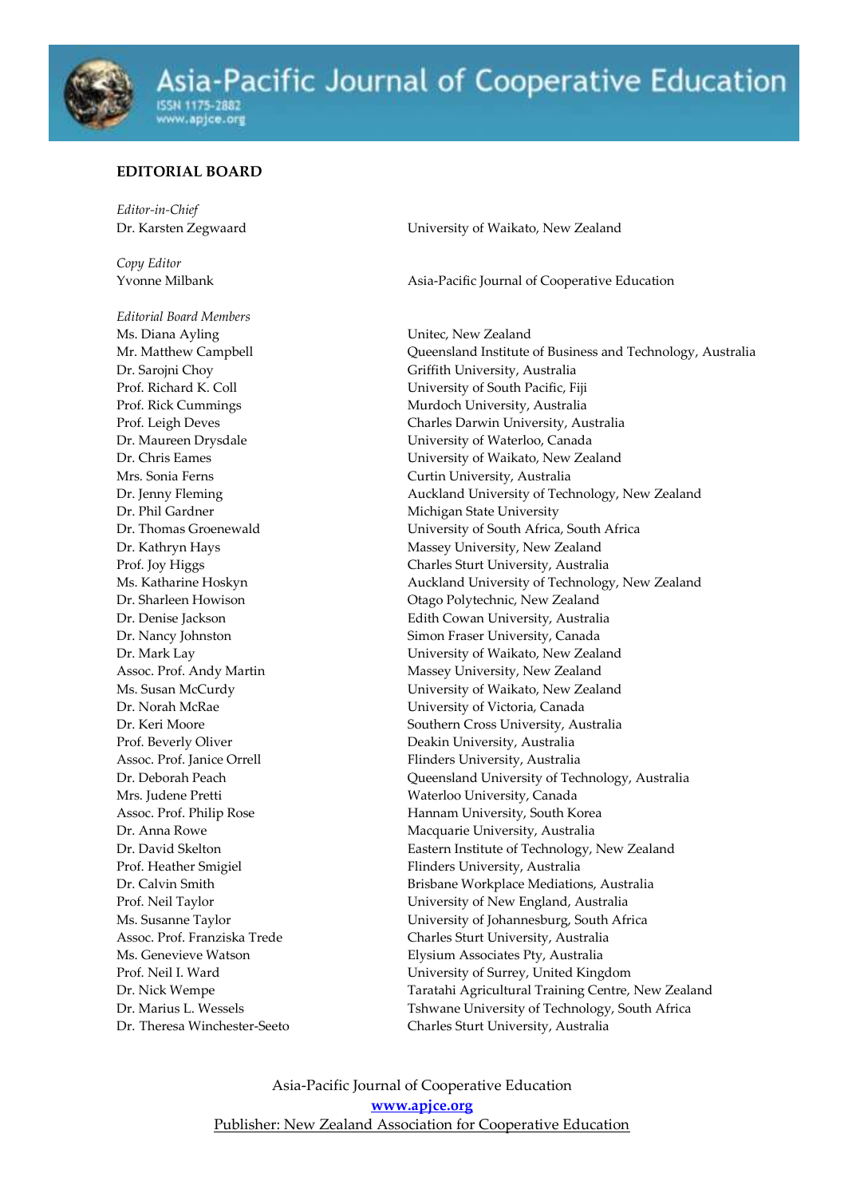## EDITORIAL BOARD

*Editor-in-Chief*

| | |
|---|---|
| Dr. Karsten Zegwaard | University of Waikato, New Zealand |

*Copy Editor*

| | |
|---|---|
| Yvonne Milbank | Asia-Pacific Journal of Cooperative Education |

*Editorial Board Members*

| | |
|---|---|
| Ms. Diana Ayling | Unitec, New Zealand |
| Mr. Matthew Campbell | Queensland Institute of Business and Technology, Australia |
| Dr. Sarojni Choy | Griffith University, Australia |
| Prof. Richard K. Coll | University of South Pacific, Fiji |
| Prof. Rick Cummings | Murdoch University, Australia |
| Prof. Leigh Deves | Charles Darwin University, Australia |
| Dr. Maureen Drysdale | University of Waterloo, Canada |
| Dr. Chris Eames | University of Waikato, New Zealand |
| Mrs. Sonia Ferns | Curtin University, Australia |
| Dr. Jenny Fleming | Auckland University of Technology, New Zealand |
| Dr. Phil Gardner | Michigan State University |
| Dr. Thomas Groenewald | University of South Africa, South Africa |
| Dr. Kathryn Hays | Massey University, New Zealand |
| Prof. Joy Higgs | Charles Sturt University, Australia |
| Ms. Katharine Hoskyn | Auckland University of Technology, New Zealand |
| Dr. Sharleen Howison | Otago Polytechnic, New Zealand |
| Dr. Denise Jackson | Edith Cowan University, Australia |
| Dr. Nancy Johnston | Simon Fraser University, Canada |
| Dr. Mark Lay | University of Waikato, New Zealand |
| Assoc. Prof. Andy Martin | Massey University, New Zealand |
| Ms. Susan McCurdy | University of Waikato, New Zealand |
| Dr. Norah McRae | University of Victoria, Canada |
| Dr. Keri Moore | Southern Cross University, Australia |
| Prof. Beverly Oliver | Deakin University, Australia |
| Assoc. Prof. Janice Orrell | Flinders University, Australia |
| Dr. Deborah Peach | Queensland University of Technology, Australia |
| Mrs. Judene Pretti | Waterloo University, Canada |
| Assoc. Prof. Philip Rose | Hannam University, South Korea |
| Dr. Anna Rowe | Macquarie University, Australia |
| Dr. David Skelton | Eastern Institute of Technology, New Zealand |
| Prof. Heather Smigiel | Flinders University, Australia |
| Dr. Calvin Smith | Brisbane Workplace Mediations, Australia |
| Prof. Neil Taylor | University of New England, Australia |
| Ms. Susanne Taylor | University of Johannesburg, South Africa |
| Assoc. Prof. Franziska Trede | Charles Sturt University, Australia |
| Ms. Genevieve Watson | Elysium Associates Pty, Australia |
| Prof. Neil I. Ward | University of Surrey, United Kingdom |
| Dr. Nick Wempe | Taratahi Agricultural Training Centre, New Zealand |
| Dr. Marius L. Wessels | Tshwane University of Technology, South Africa |
| Dr. Theresa Winchester-Seeto | Charles Sturt University, Australia |

Asia-Pacific Journal of Cooperative Education
www.apjce.org
Publisher: New Zealand Association for Cooperative Education